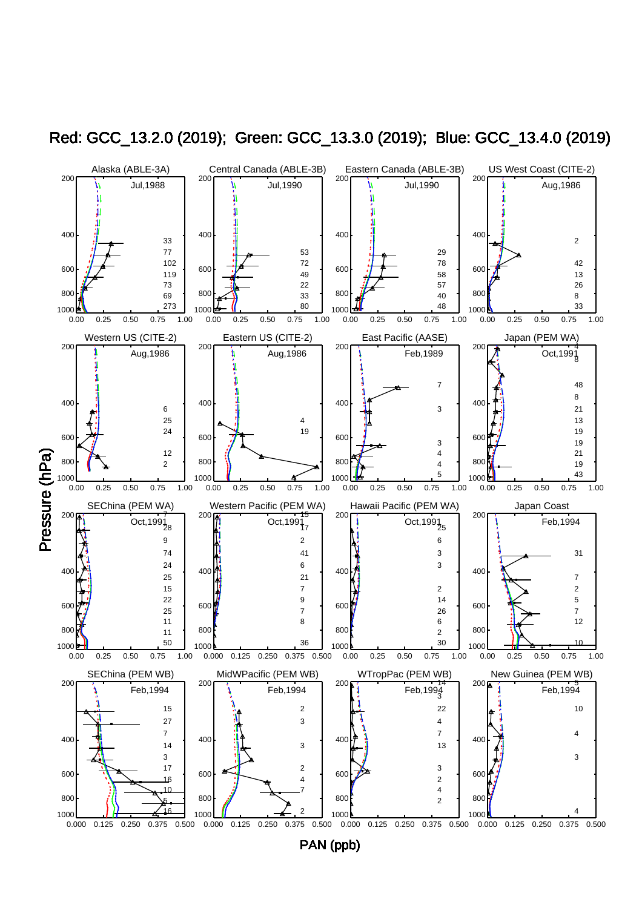Red: GCC_13.2.0 (2019); Green: GCC_13.3.0 (2019); Blue: GCC_13.4.0 (2019)

Alaska (ABLE-3A) Jul,1988

Central Canada (ABLE-3B) Jul,1990

Eastern Canada (ABLE-3B) Jul,1990

US West Coast (CITE-2) Aug,1986

Western US (CITE-2) Aug,1986

Eastern US (CITE-2) Aug,1986

East Pacific (AASE) Feb,1989

Japan (PEM WA) Oct,1991

SEChina (PEM WA) Oct,1991

Western Pacific (PEM WA) Oct,1991

Hawaii Pacific (PEM WA) Oct,1991

Japan Coast Feb,1994

SEChina (PEM WB) Feb,1994

MidWPacific (PEM WB) Feb,1994

WTropPac (PEM WB) Feb,1994

New Guinea (PEM WB) Feb,1994

Pressure (hPa)

PAN (ppb)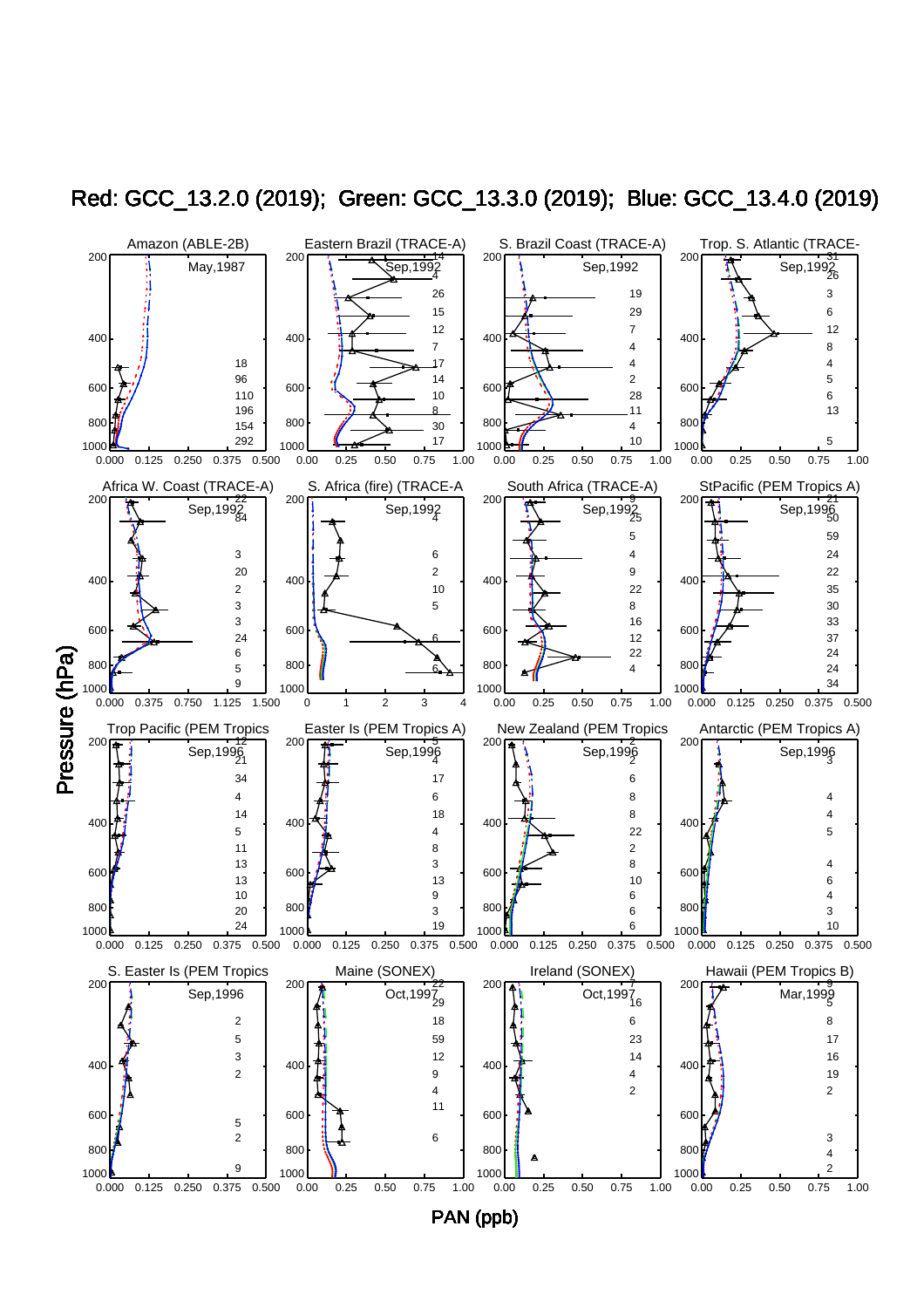Red: GCC_13.2.0 (2019); Green: GCC_13.3.0 (2019); Blue: GCC_13.4.0 (2019)

Amazon (ABLE-2B) — May,1987

Eastern Brazil (TRACE-A) — Sep,1992

S. Brazil Coast (TRACE-A) — Sep,1992

Trop. S. Atlantic (TRACE- — Sep,1992

Africa W. Coast (TRACE-A) — Sep,1992

S. Africa (fire) (TRACE-A — Sep,1992

South Africa (TRACE-A) — Sep,1992

StPacific (PEM Tropics A) — Sep,1996

Trop Pacific (PEM Tropics — Sep,1996

Easter Is (PEM Tropics A) — Sep,1996

New Zealand (PEM Tropics — Sep,1996

Antarctic (PEM Tropics A) — Sep,1996

S. Easter Is (PEM Tropics — Sep,1996

Maine (SONEX) — Oct,1997

Ireland (SONEX) — Oct,1997

Hawaii (PEM Tropics B) — Mar,1999

Pressure (hPa)

PAN (ppb)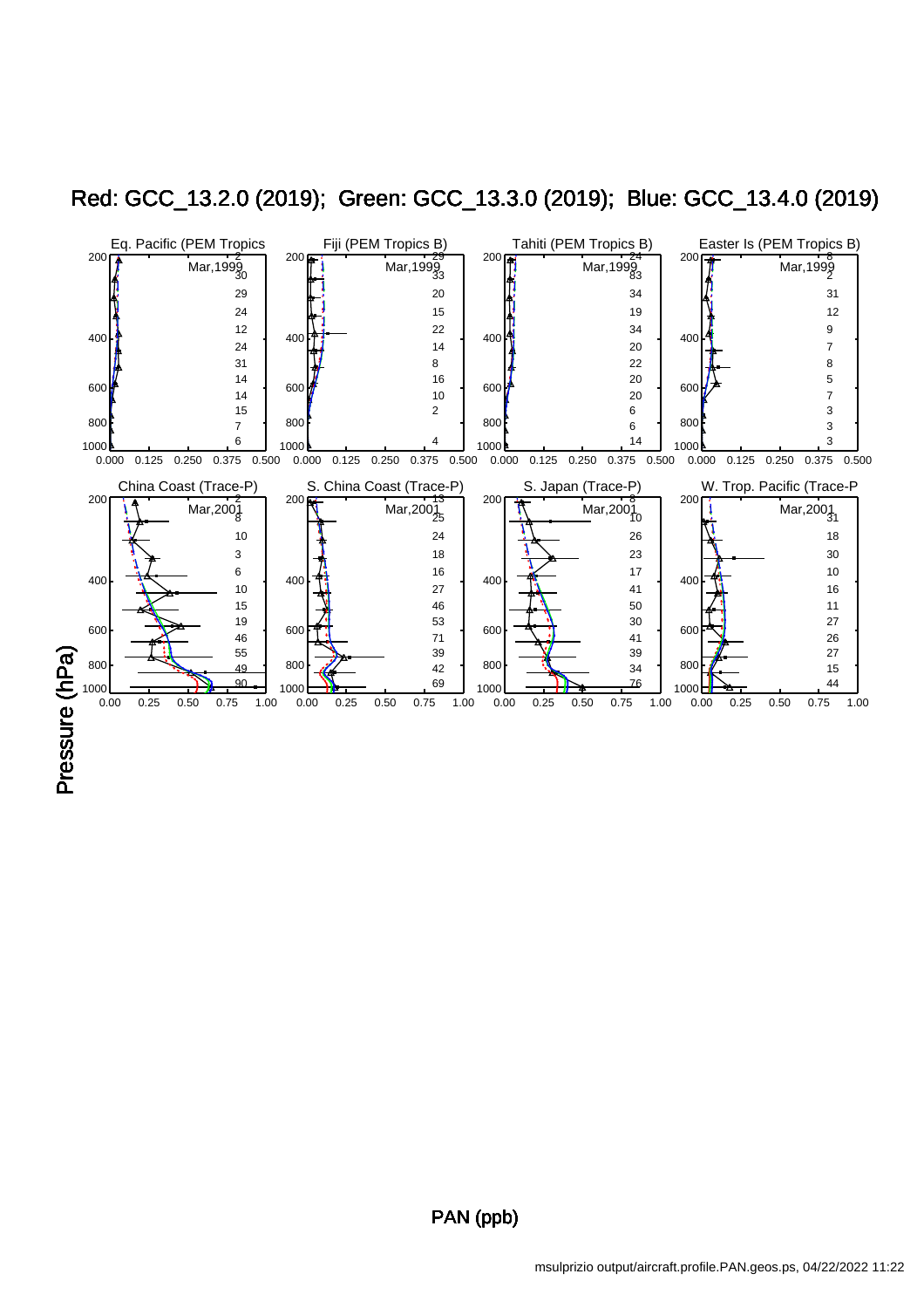Red: GCC_13.2.0 (2019); Green: GCC_13.3.0 (2019); Blue: GCC_13.4.0 (2019)

Eq. Pacific (PEM Tropics

Mar,1999

2
30
29
24
12
24
31
14
14
15
7
6

Fiji (PEM Tropics B)

Mar,1999

29
33
20
15
22
14
8
16
10
2
4

Tahiti (PEM Tropics B)

Mar,1999

24
83
34
19
34
20
22
20
20
6
6
14

Easter Is (PEM Tropics B)

Mar,1999

6
2
31
12
9
7
8
5
7
3
3
3

200
400
600
800
1000

0.000 0.125 0.250 0.375 0.500

China Coast (Trace-P)

Mar,2001

2
8
10
3
6
10
15
19
46
55
49
90

S. China Coast (Trace-P)

Mar,2001

13
25
24
18
16
27
46
53
71
39
42
69

S. Japan (Trace-P)

Mar,2001

8
10
26
23
17
41
50
30
41
39
34
76

W. Trop. Pacific (Trace-P

Mar,2001

31
18
30
10
16
11
27
26
27
15
44

200
400
600
800
1000

0.00 0.25 0.50 0.75 1.00

Pressure (hPa)

PAN (ppb)

msulprizio output/aircraft.profile.PAN.geos.ps, 04/22/2022 11:22